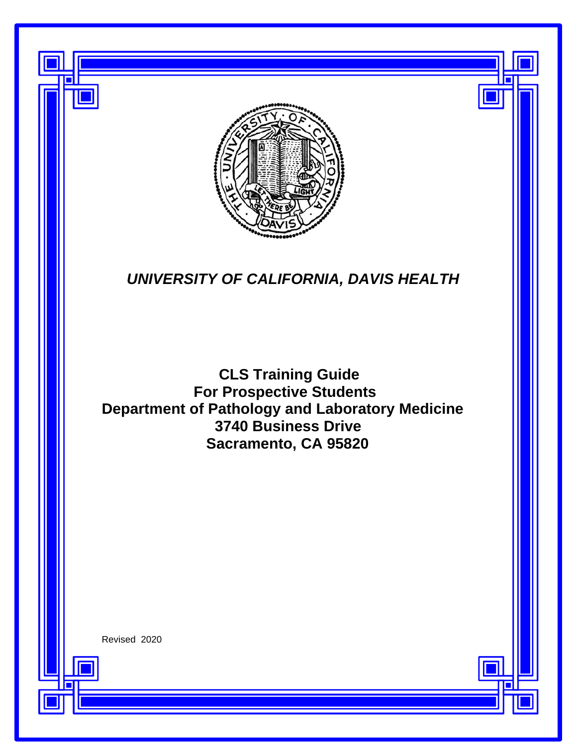***UNIVERSITY OF CALIFORNIA, DAVIS HEALTH***

# CLS Training Guide
# For Prospective Students
# Department of Pathology and Laboratory Medicine
# 3740 Business Drive
# Sacramento, CA 95820

Revised 2020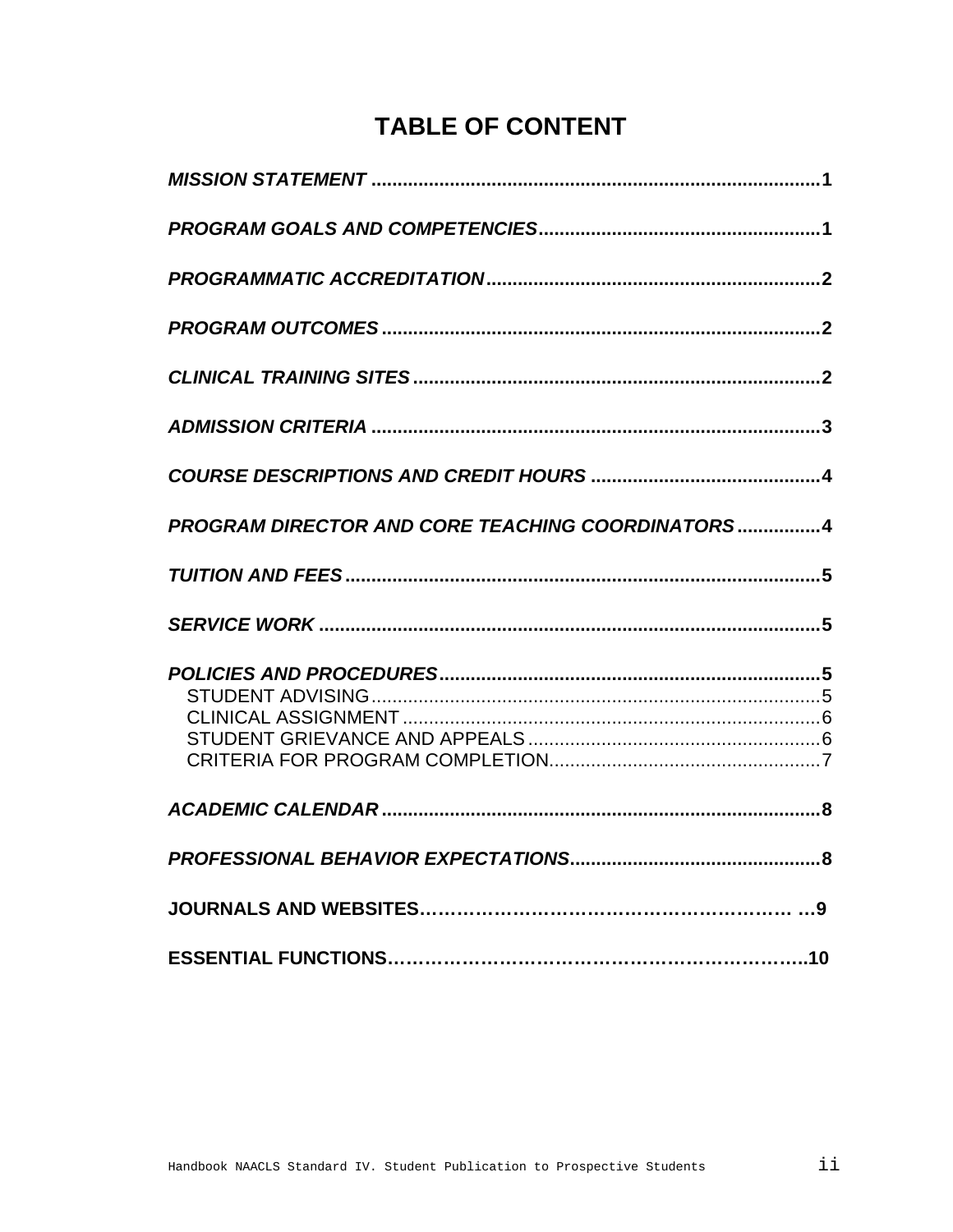# TABLE OF CONTENT

***MISSION STATEMENT*** .......................................................................................1

***PROGRAM GOALS AND COMPETENCIES***.......................................................1

***PROGRAMMATIC ACCREDITATION***...............................................................2

***PROGRAM OUTCOMES*** ...................................................................................2

***CLINICAL TRAINING SITES*** .............................................................................2

***ADMISSION CRITERIA*** .....................................................................................3

***COURSE DESCRIPTIONS AND CREDIT HOURS*** ............................................4

***PROGRAM DIRECTOR AND CORE TEACHING COORDINATORS*** ................4

***TUITION AND FEES*** ..........................................................................................5

***SERVICE WORK*** ................................................................................................5

***POLICIES AND PROCEDURES***.........................................................................5
- STUDENT ADVISING......................................................................................5
- CLINICAL ASSIGNMENT ................................................................................6
- STUDENT GRIEVANCE AND APPEALS ........................................................6
- CRITERIA FOR PROGRAM COMPLETION....................................................7

***ACADEMIC CALENDAR*** ....................................................................................8

***PROFESSIONAL BEHAVIOR EXPECTATIONS***................................................8

**JOURNALS AND WEBSITES**…………………………………………………… …9

**ESSENTIAL FUNCTIONS**……………………………………………………….10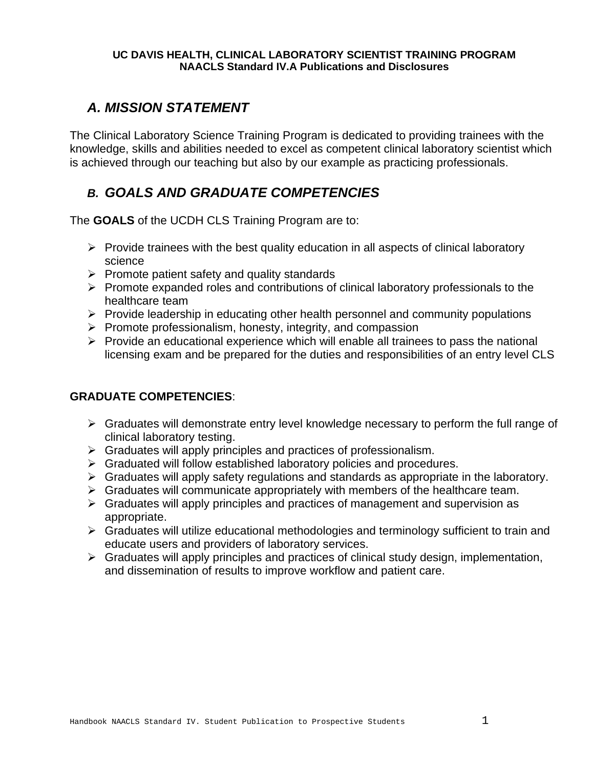**UC DAVIS HEALTH, CLINICAL LABORATORY SCIENTIST TRAINING PROGRAM**
**NAACLS Standard IV.A Publications and Disclosures**

## *A. MISSION STATEMENT*

The Clinical Laboratory Science Training Program is dedicated to providing trainees with the knowledge, skills and abilities needed to excel as competent clinical laboratory scientist which is achieved through our teaching but also by our example as practicing professionals.

## *B. GOALS AND GRADUATE COMPETENCIES*

The **GOALS** of the UCDH CLS Training Program are to:

- Provide trainees with the best quality education in all aspects of clinical laboratory science
- Promote patient safety and quality standards
- Promote expanded roles and contributions of clinical laboratory professionals to the healthcare team
- Provide leadership in educating other health personnel and community populations
- Promote professionalism, honesty, integrity, and compassion
- Provide an educational experience which will enable all trainees to pass the national licensing exam and be prepared for the duties and responsibilities of an entry level CLS

**GRADUATE COMPETENCIES**:

- Graduates will demonstrate entry level knowledge necessary to perform the full range of clinical laboratory testing.
- Graduates will apply principles and practices of professionalism.
- Graduated will follow established laboratory policies and procedures.
- Graduates will apply safety regulations and standards as appropriate in the laboratory.
- Graduates will communicate appropriately with members of the healthcare team.
- Graduates will apply principles and practices of management and supervision as appropriate.
- Graduates will utilize educational methodologies and terminology sufficient to train and educate users and providers of laboratory services.
- Graduates will apply principles and practices of clinical study design, implementation, and dissemination of results to improve workflow and patient care.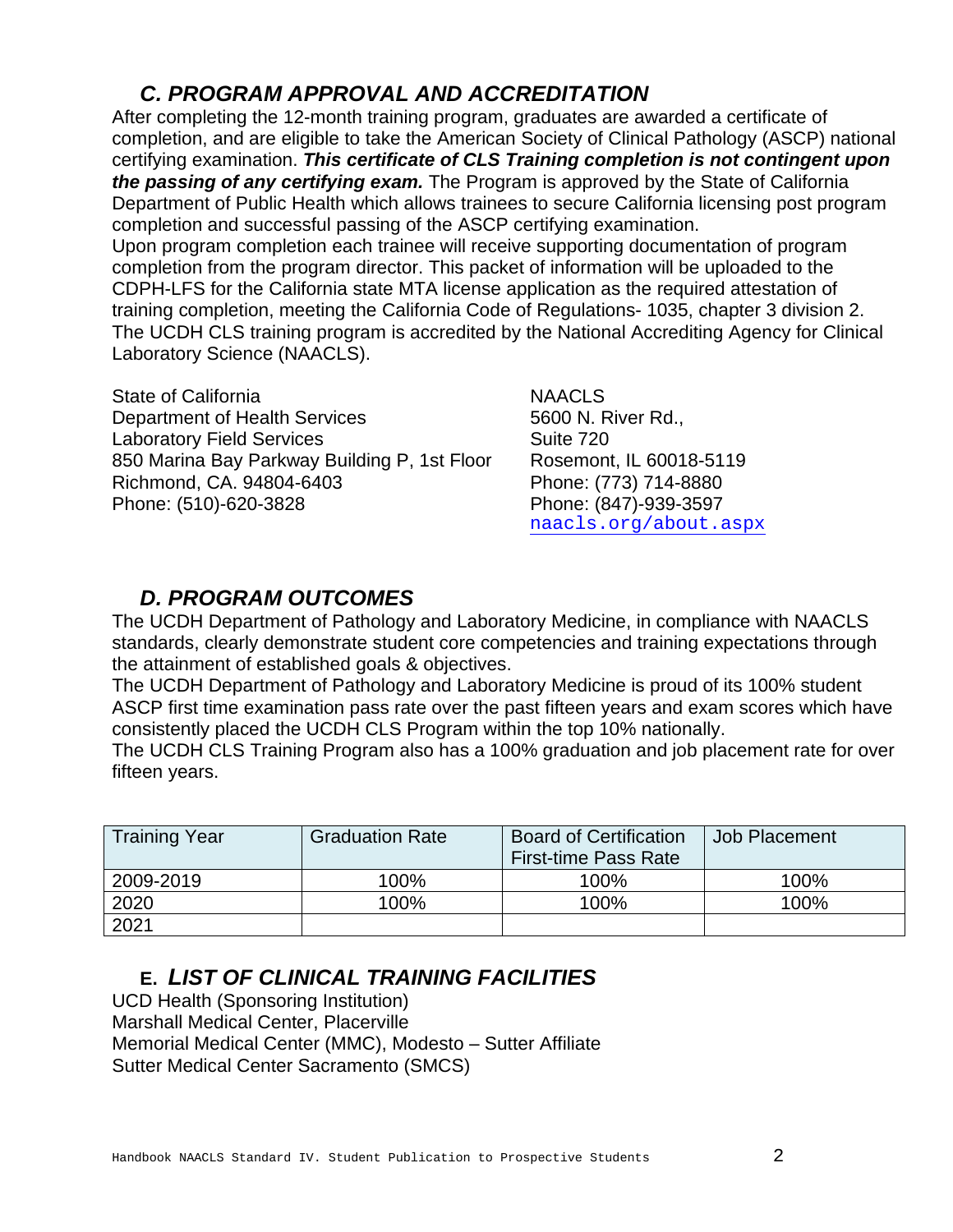## *C. PROGRAM APPROVAL AND ACCREDITATION*

After completing the 12-month training program, graduates are awarded a certificate of completion, and are eligible to take the American Society of Clinical Pathology (ASCP) national certifying examination. ***This certificate of CLS Training completion is not contingent upon the passing of any certifying exam.*** The Program is approved by the State of California Department of Public Health which allows trainees to secure California licensing post program completion and successful passing of the ASCP certifying examination.

Upon program completion each trainee will receive supporting documentation of program completion from the program director. This packet of information will be uploaded to the CDPH-LFS for the California state MTA license application as the required attestation of training completion, meeting the California Code of Regulations- 1035, chapter 3 division 2. The UCDH CLS training program is accredited by the National Accrediting Agency for Clinical Laboratory Science (NAACLS).

State of California
Department of Health Services
Laboratory Field Services
850 Marina Bay Parkway Building P, 1st Floor
Richmond, CA. 94804-6403
Phone: (510)-620-3828

NAACLS
5600 N. River Rd.,
Suite 720
Rosemont, IL 60018-5119
Phone: (773) 714-8880
Phone: (847)-939-3597
naacls.org/about.aspx

## *D. PROGRAM OUTCOMES*

The UCDH Department of Pathology and Laboratory Medicine, in compliance with NAACLS standards, clearly demonstrate student core competencies and training expectations through the attainment of established goals & objectives.

The UCDH Department of Pathology and Laboratory Medicine is proud of its 100% student ASCP first time examination pass rate over the past fifteen years and exam scores which have consistently placed the UCDH CLS Program within the top 10% nationally.

The UCDH CLS Training Program also has a 100% graduation and job placement rate for over fifteen years.

| Training Year | Graduation Rate | Board of Certification First-time Pass Rate | Job Placement |
|---|---|---|---|
| 2009-2019 | 100% | 100% | 100% |
| 2020 | 100% | 100% | 100% |
| 2021 | | | |

## E. *LIST OF CLINICAL TRAINING FACILITIES*

UCD Health (Sponsoring Institution)
Marshall Medical Center, Placerville
Memorial Medical Center (MMC), Modesto – Sutter Affiliate
Sutter Medical Center Sacramento (SMCS)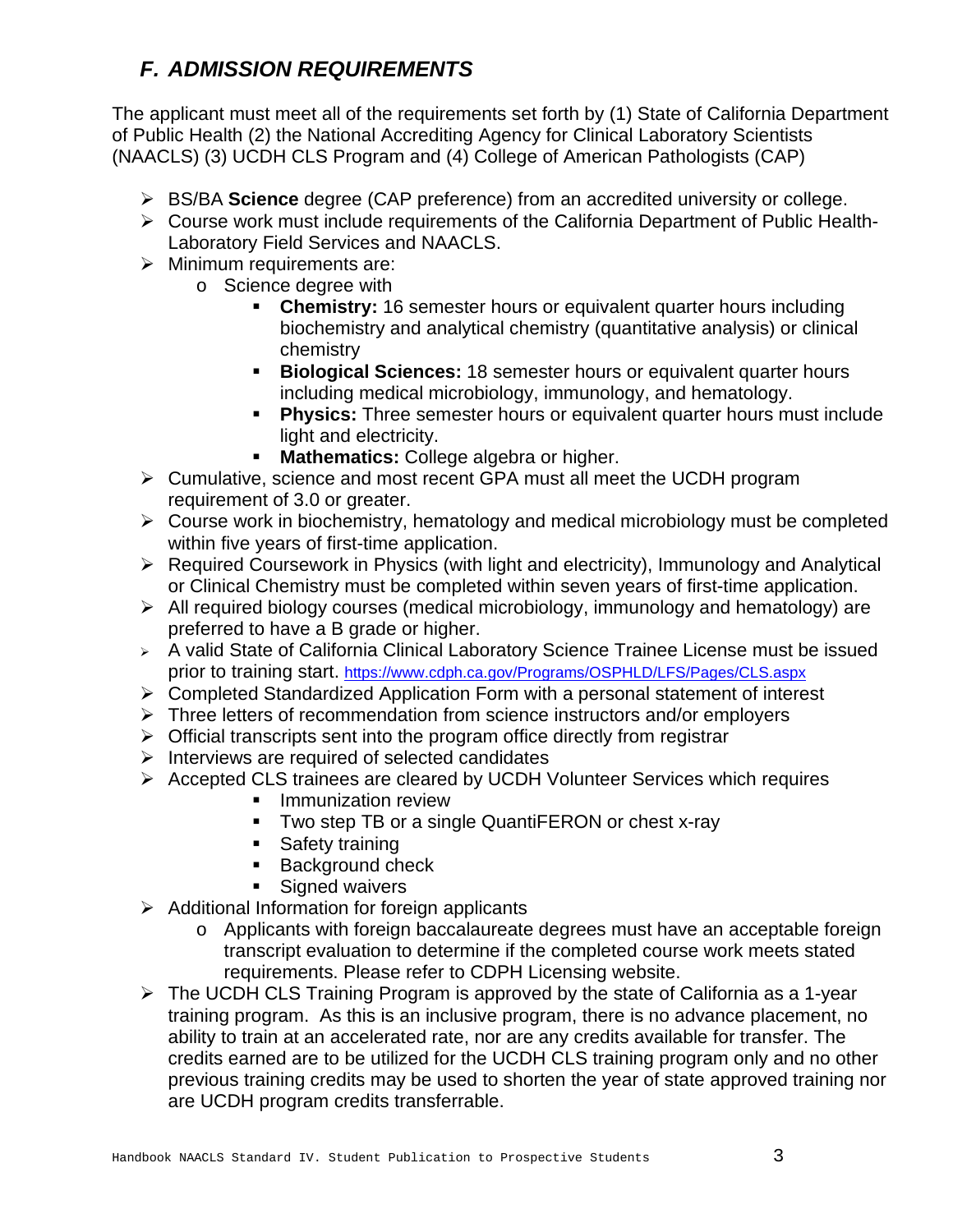## *F. ADMISSION REQUIREMENTS*

The applicant must meet all of the requirements set forth by (1) State of California Department of Public Health (2) the National Accrediting Agency for Clinical Laboratory Scientists (NAACLS) (3) UCDH CLS Program and (4) College of American Pathologists (CAP)

- BS/BA **Science** degree (CAP preference) from an accredited university or college.
- Course work must include requirements of the California Department of Public Health-Laboratory Field Services and NAACLS.
- Minimum requirements are:
  - Science degree with
    - **Chemistry:** 16 semester hours or equivalent quarter hours including biochemistry and analytical chemistry (quantitative analysis) or clinical chemistry
    - **Biological Sciences:** 18 semester hours or equivalent quarter hours including medical microbiology, immunology, and hematology.
    - **Physics:** Three semester hours or equivalent quarter hours must include light and electricity.
    - **Mathematics:** College algebra or higher.
- Cumulative, science and most recent GPA must all meet the UCDH program requirement of 3.0 or greater.
- Course work in biochemistry, hematology and medical microbiology must be completed within five years of first-time application.
- Required Coursework in Physics (with light and electricity), Immunology and Analytical or Clinical Chemistry must be completed within seven years of first-time application.
- All required biology courses (medical microbiology, immunology and hematology) are preferred to have a B grade or higher.
- A valid State of California Clinical Laboratory Science Trainee License must be issued prior to training start. https://www.cdph.ca.gov/Programs/OSPHLD/LFS/Pages/CLS.aspx
- Completed Standardized Application Form with a personal statement of interest
- Three letters of recommendation from science instructors and/or employers
- Official transcripts sent into the program office directly from registrar
- Interviews are required of selected candidates
- Accepted CLS trainees are cleared by UCDH Volunteer Services which requires
    - Immunization review
    - Two step TB or a single QuantiFERON or chest x-ray
    - Safety training
    - Background check
    - Signed waivers
- Additional Information for foreign applicants
  - Applicants with foreign baccalaureate degrees must have an acceptable foreign transcript evaluation to determine if the completed course work meets stated requirements. Please refer to CDPH Licensing website.
- The UCDH CLS Training Program is approved by the state of California as a 1-year training program. As this is an inclusive program, there is no advance placement, no ability to train at an accelerated rate, nor are any credits available for transfer. The credits earned are to be utilized for the UCDH CLS training program only and no other previous training credits may be used to shorten the year of state approved training nor are UCDH program credits transferrable.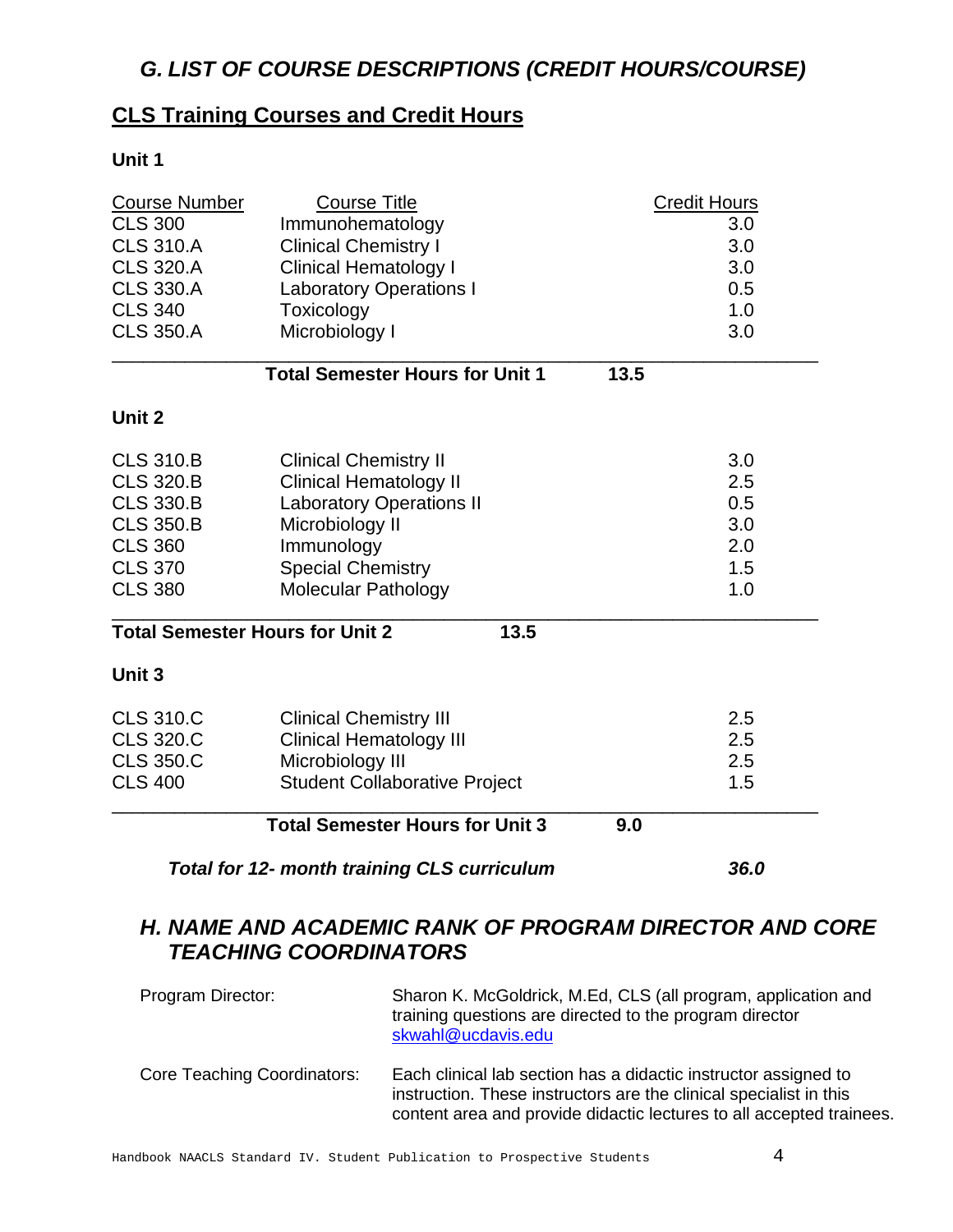## *G. LIST OF COURSE DESCRIPTIONS (CREDIT HOURS/COURSE)*

### CLS Training Courses and Credit Hours

**Unit 1**

| Course Number | Course Title | Credit Hours |
|---|---|---|
| CLS 300 | Immunohematology | 3.0 |
| CLS 310.A | Clinical Chemistry I | 3.0 |
| CLS 320.A | Clinical Hematology I | 3.0 |
| CLS 330.A | Laboratory Operations I | 0.5 |
| CLS 340 | Toxicology | 1.0 |
| CLS 350.A | Microbiology I | 3.0 |

**Total Semester Hours for Unit 1 13.5**

**Unit 2**

| Course Number | Course Title | Credit Hours |
|---|---|---|
| CLS 310.B | Clinical Chemistry II | 3.0 |
| CLS 320.B | Clinical Hematology II | 2.5 |
| CLS 330.B | Laboratory Operations II | 0.5 |
| CLS 350.B | Microbiology II | 3.0 |
| CLS 360 | Immunology | 2.0 |
| CLS 370 | Special Chemistry | 1.5 |
| CLS 380 | Molecular Pathology | 1.0 |

**Total Semester Hours for Unit 2 13.5**

**Unit 3**

| Course Number | Course Title | Credit Hours |
|---|---|---|
| CLS 310.C | Clinical Chemistry III | 2.5 |
| CLS 320.C | Clinical Hematology III | 2.5 |
| CLS 350.C | Microbiology III | 2.5 |
| CLS 400 | Student Collaborative Project | 1.5 |

**Total Semester Hours for Unit 3 9.0**

***Total for 12- month training CLS curriculum 36.0***

## *H. NAME AND ACADEMIC RANK OF PROGRAM DIRECTOR AND CORE TEACHING COORDINATORS*

Program Director: Sharon K. McGoldrick, M.Ed, CLS (all program, application and training questions are directed to the program director skwahl@ucdavis.edu

Core Teaching Coordinators: Each clinical lab section has a didactic instructor assigned to instruction. These instructors are the clinical specialist in this content area and provide didactic lectures to all accepted trainees.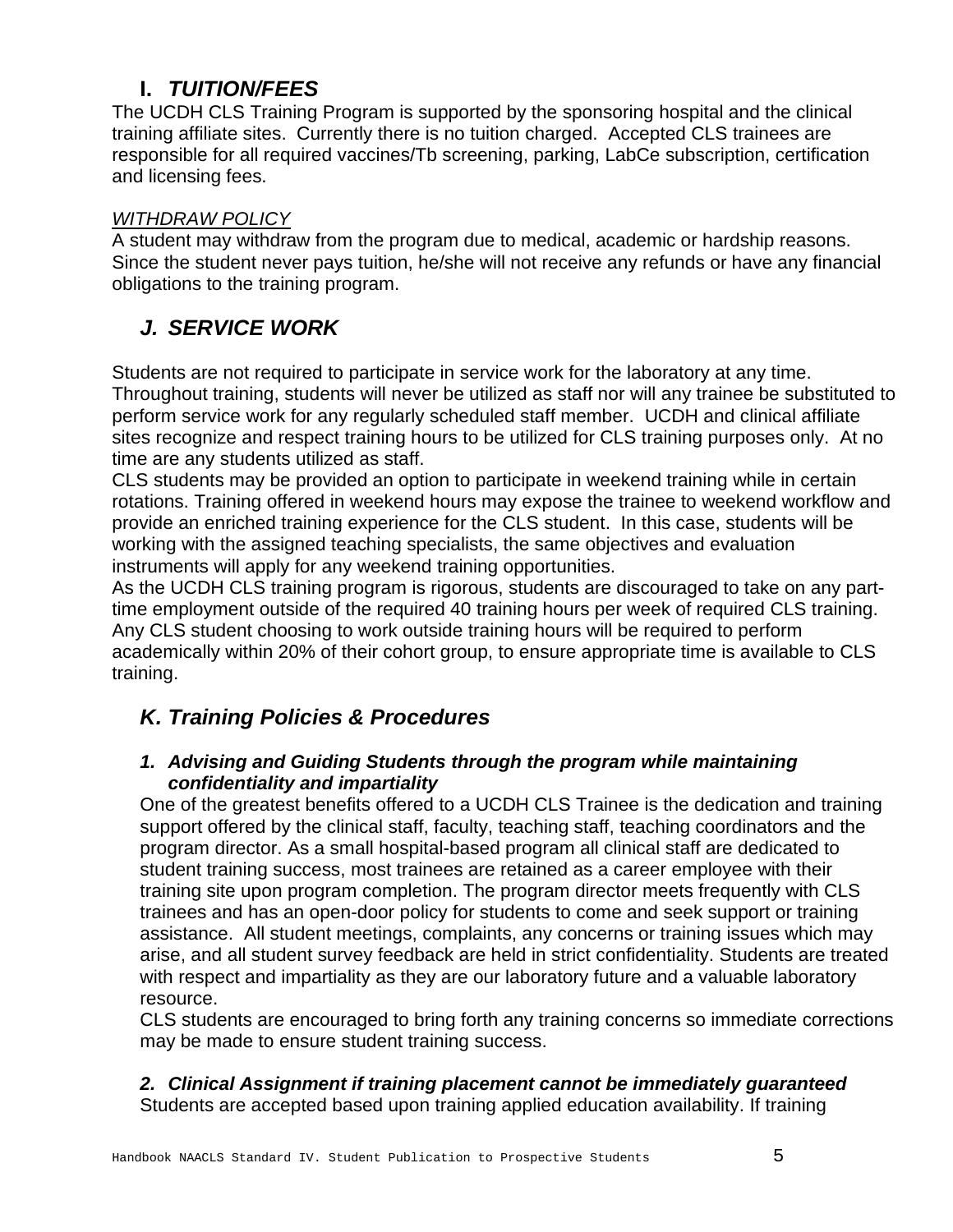## I. *TUITION/FEES*

The UCDH CLS Training Program is supported by the sponsoring hospital and the clinical training affiliate sites. Currently there is no tuition charged. Accepted CLS trainees are responsible for all required vaccines/Tb screening, parking, LabCe subscription, certification and licensing fees.

*WITHDRAW POLICY*

A student may withdraw from the program due to medical, academic or hardship reasons. Since the student never pays tuition, he/she will not receive any refunds or have any financial obligations to the training program.

## *J. SERVICE WORK*

Students are not required to participate in service work for the laboratory at any time. Throughout training, students will never be utilized as staff nor will any trainee be substituted to perform service work for any regularly scheduled staff member. UCDH and clinical affiliate sites recognize and respect training hours to be utilized for CLS training purposes only. At no time are any students utilized as staff.

CLS students may be provided an option to participate in weekend training while in certain rotations. Training offered in weekend hours may expose the trainee to weekend workflow and provide an enriched training experience for the CLS student. In this case, students will be working with the assigned teaching specialists, the same objectives and evaluation instruments will apply for any weekend training opportunities.

As the UCDH CLS training program is rigorous, students are discouraged to take on any part-time employment outside of the required 40 training hours per week of required CLS training. Any CLS student choosing to work outside training hours will be required to perform academically within 20% of their cohort group, to ensure appropriate time is available to CLS training.

## *K. Training Policies & Procedures*

### *1. Advising and Guiding Students through the program while maintaining confidentiality and impartiality*

One of the greatest benefits offered to a UCDH CLS Trainee is the dedication and training support offered by the clinical staff, faculty, teaching staff, teaching coordinators and the program director. As a small hospital-based program all clinical staff are dedicated to student training success, most trainees are retained as a career employee with their training site upon program completion. The program director meets frequently with CLS trainees and has an open-door policy for students to come and seek support or training assistance. All student meetings, complaints, any concerns or training issues which may arise, and all student survey feedback are held in strict confidentiality. Students are treated with respect and impartiality as they are our laboratory future and a valuable laboratory resource.

CLS students are encouraged to bring forth any training concerns so immediate corrections may be made to ensure student training success.

### *2. Clinical Assignment if training placement cannot be immediately guaranteed*

Students are accepted based upon training applied education availability. If training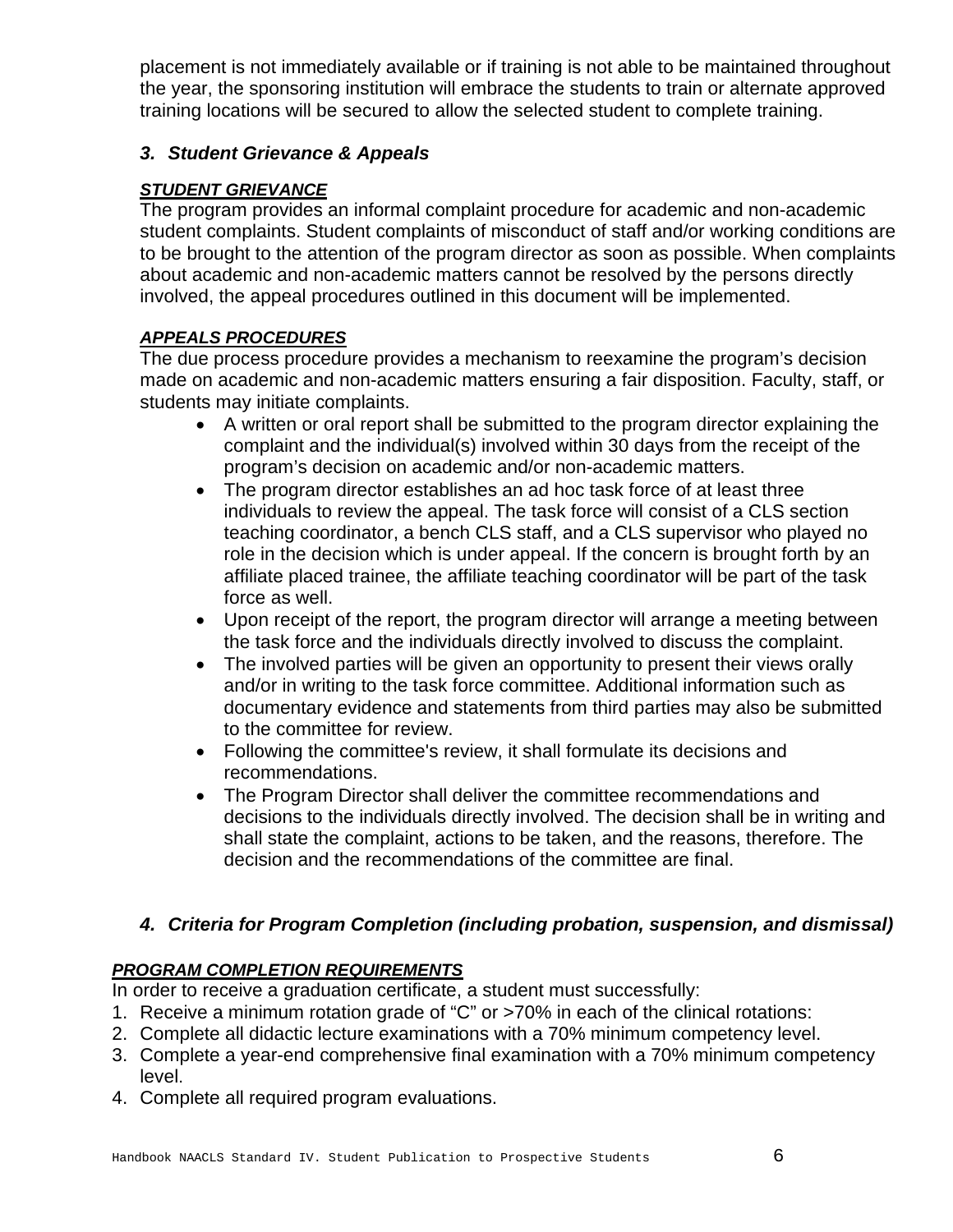placement is not immediately available or if training is not able to be maintained throughout the year, the sponsoring institution will embrace the students to train or alternate approved training locations will be secured to allow the selected student to complete training.

### *3. Student Grievance & Appeals*

***STUDENT GRIEVANCE***

The program provides an informal complaint procedure for academic and non-academic student complaints. Student complaints of misconduct of staff and/or working conditions are to be brought to the attention of the program director as soon as possible. When complaints about academic and non-academic matters cannot be resolved by the persons directly involved, the appeal procedures outlined in this document will be implemented.

***APPEALS PROCEDURES***

The due process procedure provides a mechanism to reexamine the program's decision made on academic and non-academic matters ensuring a fair disposition. Faculty, staff, or students may initiate complaints.

- A written or oral report shall be submitted to the program director explaining the complaint and the individual(s) involved within 30 days from the receipt of the program's decision on academic and/or non-academic matters.
- The program director establishes an ad hoc task force of at least three individuals to review the appeal. The task force will consist of a CLS section teaching coordinator, a bench CLS staff, and a CLS supervisor who played no role in the decision which is under appeal. If the concern is brought forth by an affiliate placed trainee, the affiliate teaching coordinator will be part of the task force as well.
- Upon receipt of the report, the program director will arrange a meeting between the task force and the individuals directly involved to discuss the complaint.
- The involved parties will be given an opportunity to present their views orally and/or in writing to the task force committee. Additional information such as documentary evidence and statements from third parties may also be submitted to the committee for review.
- Following the committee's review, it shall formulate its decisions and recommendations.
- The Program Director shall deliver the committee recommendations and decisions to the individuals directly involved. The decision shall be in writing and shall state the complaint, actions to be taken, and the reasons, therefore. The decision and the recommendations of the committee are final.

### *4. Criteria for Program Completion (including probation, suspension, and dismissal)*

***PROGRAM COMPLETION REQUIREMENTS***

In order to receive a graduation certificate, a student must successfully:

1. Receive a minimum rotation grade of "C" or >70% in each of the clinical rotations:
2. Complete all didactic lecture examinations with a 70% minimum competency level.
3. Complete a year-end comprehensive final examination with a 70% minimum competency level.
4. Complete all required program evaluations.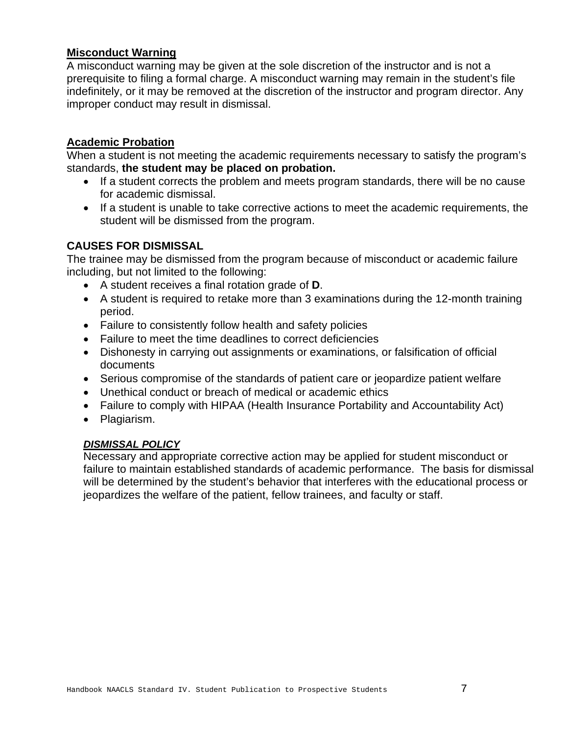**Misconduct Warning**

A misconduct warning may be given at the sole discretion of the instructor and is not a prerequisite to filing a formal charge. A misconduct warning may remain in the student's file indefinitely, or it may be removed at the discretion of the instructor and program director. Any improper conduct may result in dismissal.

**Academic Probation**

When a student is not meeting the academic requirements necessary to satisfy the program's standards, **the student may be placed on probation.**

- If a student corrects the problem and meets program standards, there will be no cause for academic dismissal.
- If a student is unable to take corrective actions to meet the academic requirements, the student will be dismissed from the program.

## CAUSES FOR DISMISSAL

The trainee may be dismissed from the program because of misconduct or academic failure including, but not limited to the following:

- A student receives a final rotation grade of **D**.
- A student is required to retake more than 3 examinations during the 12-month training period.
- Failure to consistently follow health and safety policies
- Failure to meet the time deadlines to correct deficiencies
- Dishonesty in carrying out assignments or examinations, or falsification of official documents
- Serious compromise of the standards of patient care or jeopardize patient welfare
- Unethical conduct or breach of medical or academic ethics
- Failure to comply with HIPAA (Health Insurance Portability and Accountability Act)
- Plagiarism.

***DISMISSAL POLICY***

Necessary and appropriate corrective action may be applied for student misconduct or failure to maintain established standards of academic performance. The basis for dismissal will be determined by the student's behavior that interferes with the educational process or jeopardizes the welfare of the patient, fellow trainees, and faculty or staff.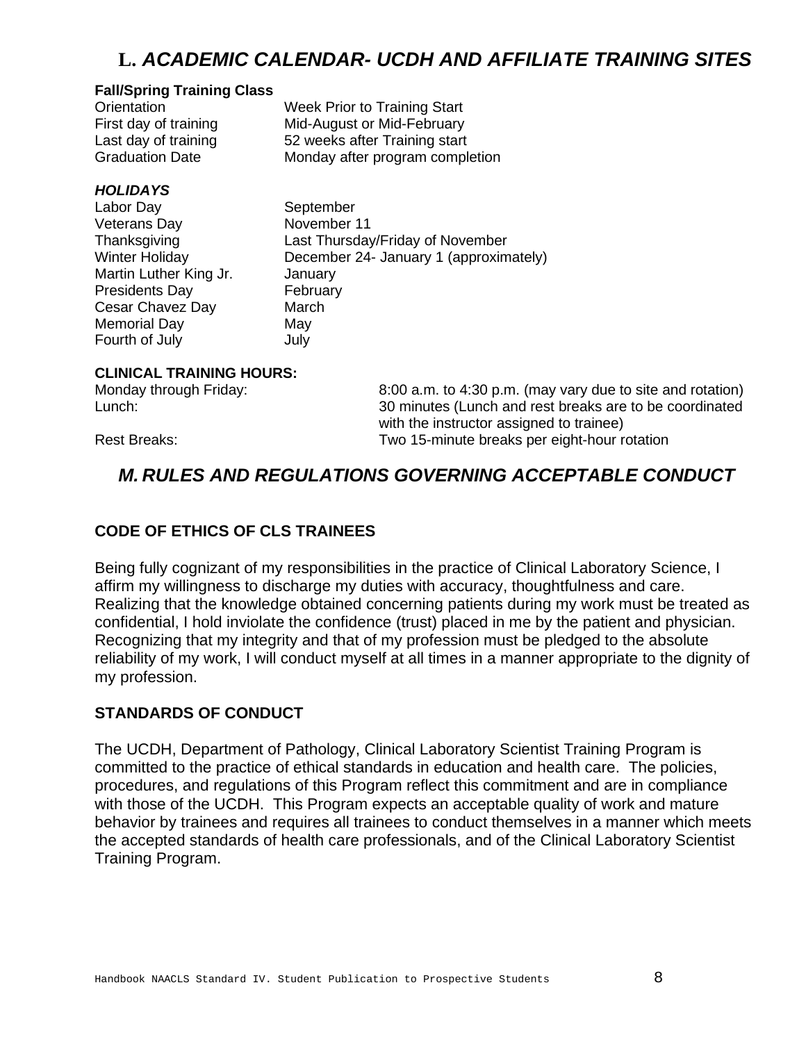## L. *ACADEMIC CALENDAR- UCDH AND AFFILIATE TRAINING SITES*

**Fall/Spring Training Class**

| | |
|---|---|
| Orientation | Week Prior to Training Start |
| First day of training | Mid-August or Mid-February |
| Last day of training | 52 weeks after Training start |
| Graduation Date | Monday after program completion |

***HOLIDAYS***

| | |
|---|---|
| Labor Day | September |
| Veterans Day | November 11 |
| Thanksgiving | Last Thursday/Friday of November |
| Winter Holiday | December 24- January 1 (approximately) |
| Martin Luther King Jr. | January |
| Presidents Day | February |
| Cesar Chavez Day | March |
| Memorial Day | May |
| Fourth of July | July |

**CLINICAL TRAINING HOURS:**

| | |
|---|---|
| Monday through Friday: | 8:00 a.m. to 4:30 p.m. (may vary due to site and rotation) |
| Lunch: | 30 minutes (Lunch and rest breaks are to be coordinated with the instructor assigned to trainee) |
| Rest Breaks: | Two 15-minute breaks per eight-hour rotation |

## *M. RULES AND REGULATIONS GOVERNING ACCEPTABLE CONDUCT*

### CODE OF ETHICS OF CLS TRAINEES

Being fully cognizant of my responsibilities in the practice of Clinical Laboratory Science, I affirm my willingness to discharge my duties with accuracy, thoughtfulness and care. Realizing that the knowledge obtained concerning patients during my work must be treated as confidential, I hold inviolate the confidence (trust) placed in me by the patient and physician. Recognizing that my integrity and that of my profession must be pledged to the absolute reliability of my work, I will conduct myself at all times in a manner appropriate to the dignity of my profession.

### STANDARDS OF CONDUCT

The UCDH, Department of Pathology, Clinical Laboratory Scientist Training Program is committed to the practice of ethical standards in education and health care. The policies, procedures, and regulations of this Program reflect this commitment and are in compliance with those of the UCDH. This Program expects an acceptable quality of work and mature behavior by trainees and requires all trainees to conduct themselves in a manner which meets the accepted standards of health care professionals, and of the Clinical Laboratory Scientist Training Program.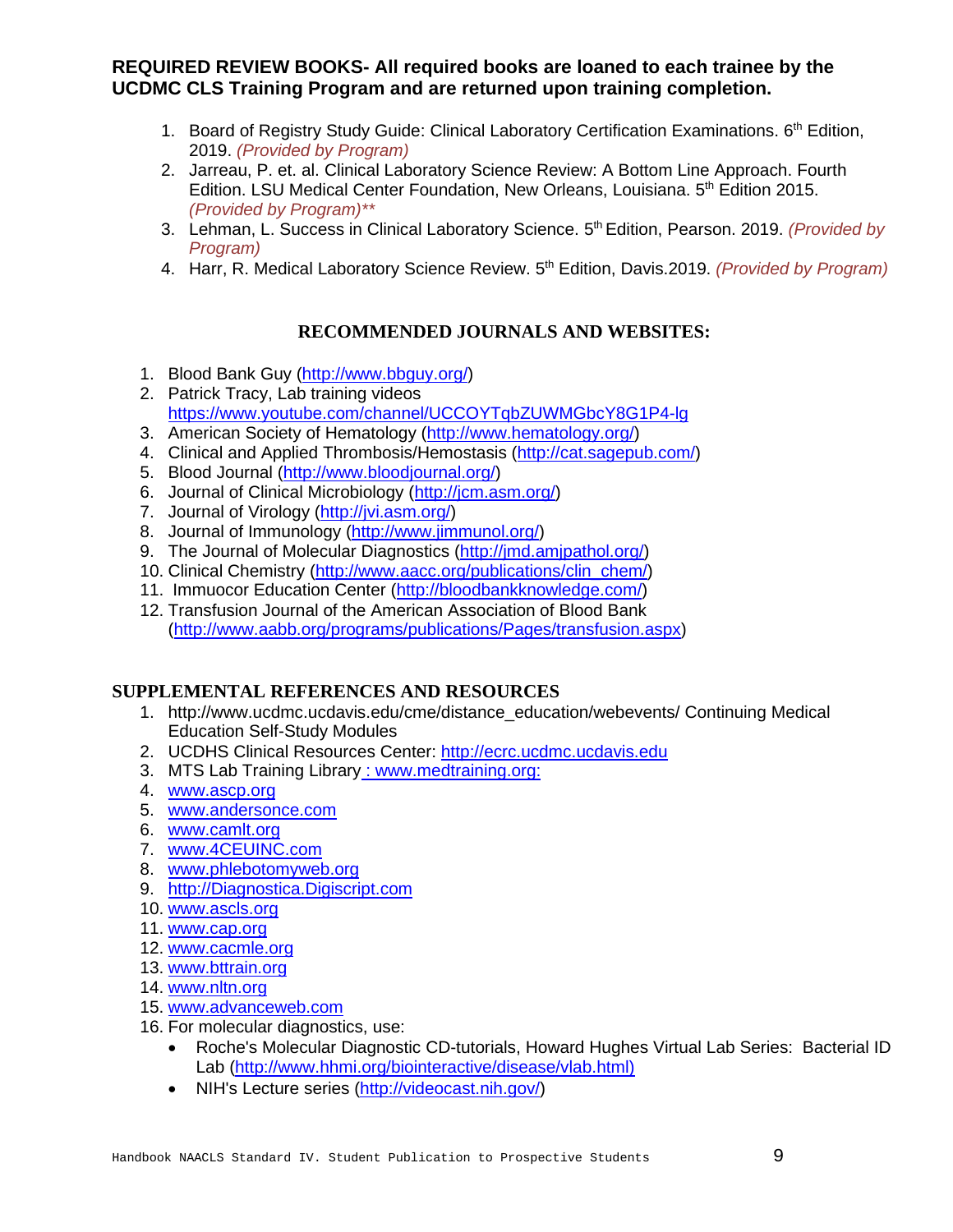**REQUIRED REVIEW BOOKS- All required books are loaned to each trainee by the UCDMC CLS Training Program and are returned upon training completion.**

1. Board of Registry Study Guide: Clinical Laboratory Certification Examinations. 6th Edition, 2019. *(Provided by Program)*
2. Jarreau, P. et. al. Clinical Laboratory Science Review: A Bottom Line Approach. Fourth Edition. LSU Medical Center Foundation, New Orleans, Louisiana. 5th Edition 2015. *(Provided by Program)***
3. Lehman, L. Success in Clinical Laboratory Science. 5th Edition, Pearson. 2019. *(Provided by Program)*
4. Harr, R. Medical Laboratory Science Review. 5th Edition, Davis.2019. *(Provided by Program)*

## RECOMMENDED JOURNALS AND WEBSITES:

1. Blood Bank Guy (http://www.bbguy.org/)
2. Patrick Tracy, Lab training videos https://www.youtube.com/channel/UCCOYTqbZUWMGbcY8G1P4-lg
3. American Society of Hematology (http://www.hematology.org/)
4. Clinical and Applied Thrombosis/Hemostasis (http://cat.sagepub.com/)
5. Blood Journal (http://www.bloodjournal.org/)
6. Journal of Clinical Microbiology (http://jcm.asm.org/)
7. Journal of Virology (http://jvi.asm.org/)
8. Journal of Immunology (http://www.jimmunol.org/)
9. The Journal of Molecular Diagnostics (http://jmd.amjpathol.org/)
10. Clinical Chemistry (http://www.aacc.org/publications/clin_chem/)
11. Immuocor Education Center (http://bloodbankknowledge.com/)
12. Transfusion Journal of the American Association of Blood Bank (http://www.aabb.org/programs/publications/Pages/transfusion.aspx)

## SUPPLEMENTAL REFERENCES AND RESOURCES

1. http://www.ucdmc.ucdavis.edu/cme/distance_education/webevents/ Continuing Medical Education Self-Study Modules
2. UCDHS Clinical Resources Center: http://ecrc.ucdmc.ucdavis.edu
3. MTS Lab Training Library : www.medtraining.org:
4. www.ascp.org
5. www.andersonce.com
6. www.camlt.org
7. www.4CEUINC.com
8. www.phlebotomyweb.org
9. http://Diagnostica.Digiscript.com
10. www.ascls.org
11. www.cap.org
12. www.cacmle.org
13. www.bttrain.org
14. www.nltn.org
15. www.advanceweb.com
16. For molecular diagnostics, use:
    - Roche's Molecular Diagnostic CD-tutorials, Howard Hughes Virtual Lab Series: Bacterial ID Lab (http://www.hhmi.org/biointeractive/disease/vlab.html)
    - NIH's Lecture series (http://videocast.nih.gov/)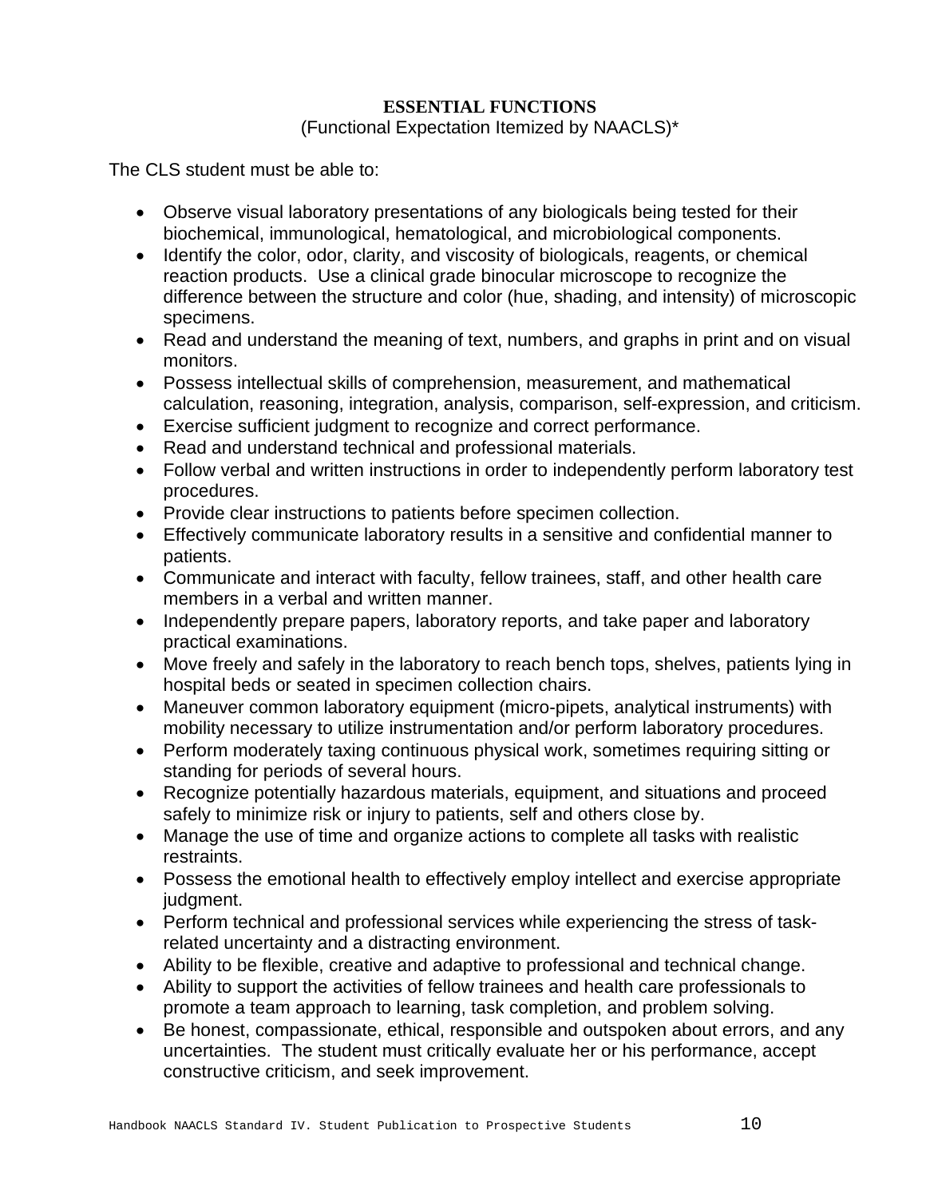## ESSENTIAL FUNCTIONS

(Functional Expectation Itemized by NAACLS)*

The CLS student must be able to:

- Observe visual laboratory presentations of any biologicals being tested for their biochemical, immunological, hematological, and microbiological components.
- Identify the color, odor, clarity, and viscosity of biologicals, reagents, or chemical reaction products. Use a clinical grade binocular microscope to recognize the difference between the structure and color (hue, shading, and intensity) of microscopic specimens.
- Read and understand the meaning of text, numbers, and graphs in print and on visual monitors.
- Possess intellectual skills of comprehension, measurement, and mathematical calculation, reasoning, integration, analysis, comparison, self-expression, and criticism.
- Exercise sufficient judgment to recognize and correct performance.
- Read and understand technical and professional materials.
- Follow verbal and written instructions in order to independently perform laboratory test procedures.
- Provide clear instructions to patients before specimen collection.
- Effectively communicate laboratory results in a sensitive and confidential manner to patients.
- Communicate and interact with faculty, fellow trainees, staff, and other health care members in a verbal and written manner.
- Independently prepare papers, laboratory reports, and take paper and laboratory practical examinations.
- Move freely and safely in the laboratory to reach bench tops, shelves, patients lying in hospital beds or seated in specimen collection chairs.
- Maneuver common laboratory equipment (micro-pipets, analytical instruments) with mobility necessary to utilize instrumentation and/or perform laboratory procedures.
- Perform moderately taxing continuous physical work, sometimes requiring sitting or standing for periods of several hours.
- Recognize potentially hazardous materials, equipment, and situations and proceed safely to minimize risk or injury to patients, self and others close by.
- Manage the use of time and organize actions to complete all tasks with realistic restraints.
- Possess the emotional health to effectively employ intellect and exercise appropriate judgment.
- Perform technical and professional services while experiencing the stress of task-related uncertainty and a distracting environment.
- Ability to be flexible, creative and adaptive to professional and technical change.
- Ability to support the activities of fellow trainees and health care professionals to promote a team approach to learning, task completion, and problem solving.
- Be honest, compassionate, ethical, responsible and outspoken about errors, and any uncertainties. The student must critically evaluate her or his performance, accept constructive criticism, and seek improvement.